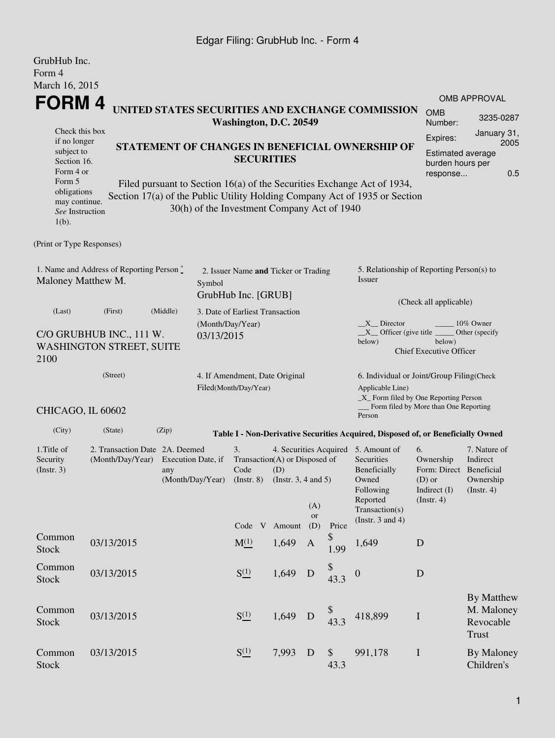GrubHub Inc.
Form 4
March 16, 2015

# FORM 4

**UNITED STATES SECURITIES AND EXCHANGE COMMISSION**
**Washington, D.C. 20549**

Check this box if no longer subject to Section 16. Form 4 or Form 5 obligations may continue. *See* Instruction 1(b).

**STATEMENT OF CHANGES IN BENEFICIAL OWNERSHIP OF SECURITIES**

Filed pursuant to Section 16(a) of the Securities Exchange Act of 1934, Section 17(a) of the Public Utility Holding Company Act of 1935 or Section 30(h) of the Investment Company Act of 1940

| OMB APPROVAL | |
|---|---|
| OMB Number: | 3235-0287 |
| Expires: | January 31, 2005 |
| Estimated average burden hours per response... | 0.5 |

(Print or Type Responses)

1. Name and Address of Reporting Person *
Maloney Matthew M.

(Last) (First) (Middle)

C/O GRUBHUB INC., 111 W. WASHINGTON STREET, SUITE 2100

(Street)

CHICAGO, IL 60602

(City) (State) (Zip)

2. Issuer Name **and** Ticker or Trading Symbol
GrubHub Inc. [GRUB]

3. Date of Earliest Transaction (Month/Day/Year)
03/13/2015

4. If Amendment, Date Original Filed(Month/Day/Year)

5. Relationship of Reporting Person(s) to Issuer

(Check all applicable)

\_\_X\_\_ Director \_\_\_\_\_ 10% Owner
\_\_X\_\_ Officer (give title below) \_\_\_\_\_ Other (specify below)
Chief Executive Officer

6. Individual or Joint/Group Filing(Check Applicable Line)
\_X\_ Form filed by One Reporting Person
\_\_\_ Form filed by More than One Reporting Person

**Table I - Non-Derivative Securities Acquired, Disposed of, or Beneficially Owned**

| 1.Title of Security (Instr. 3) | 2. Transaction Date (Month/Day/Year) | 2A. Deemed Execution Date, if any (Month/Day/Year) | 3. Transaction Code (Instr. 8) | | 4. Securities Acquired (A) or Disposed of (D) (Instr. 3, 4 and 5) | | | 5. Amount of Securities Beneficially Owned Following Reported Transaction(s) (Instr. 3 and 4) | 6. Ownership Form: Direct (D) or Indirect (I) (Instr. 4) | 7. Nature of Indirect Beneficial Ownership (Instr. 4) |
|---|---|---|---|---|---|---|---|---|---|---|
| | | | Code | V | Amount | (A) or (D) | Price | | | |
| Common Stock | 03/13/2015 | | M[(1)] | | 1,649 | A | $ 1.99 | 1,649 | D | |
| Common Stock | 03/13/2015 | | S[(1)] | | 1,649 | D | $ 43.3 | 0 | D | |
| Common Stock | 03/13/2015 | | S[(1)] | | 1,649 | D | $ 43.3 | 418,899 | I | By Matthew M. Maloney Revocable Trust |
| Common Stock | 03/13/2015 | | S[(1)] | | 7,993 | D | $ 43.3 | 991,178 | I | By Maloney Children's |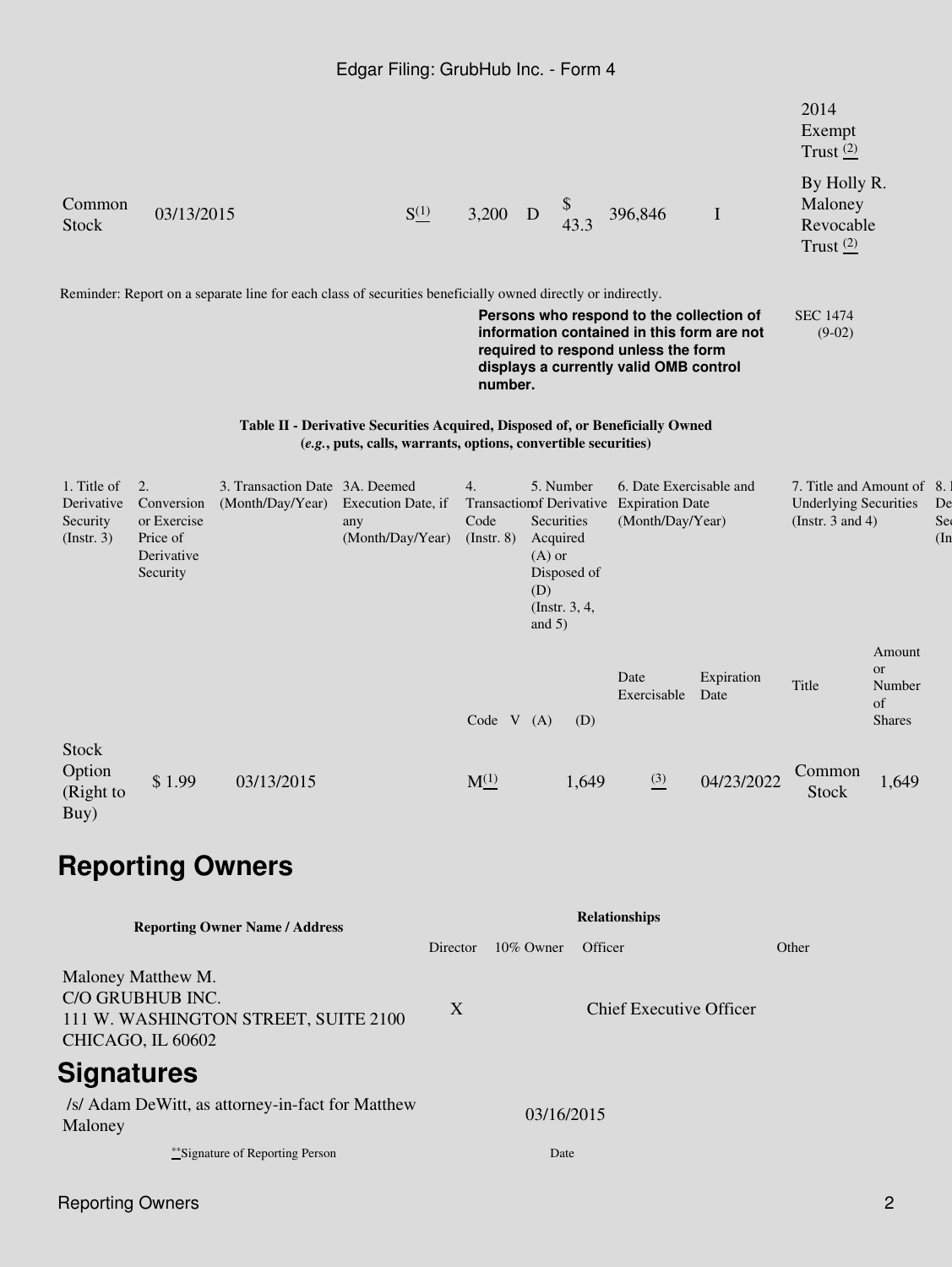| | | | | | | | | | |
|---|---|---|---|---|---|---|---|---|---|
| | | | | | | | | | 2014 Exempt Trust (2) |
| Common Stock | 03/13/2015 | | S(1) | | 3,200 | D | $ 43.3 | 396,846 | I | By Holly R. Maloney Revocable Trust (2) |

Reminder: Report on a separate line for each class of securities beneficially owned directly or indirectly.

**Persons who respond to the collection of information contained in this form are not required to respond unless the form displays a currently valid OMB control number.**

SEC 1474 (9-02)

**Table II - Derivative Securities Acquired, Disposed of, or Beneficially Owned**
**(*e.g.*, puts, calls, warrants, options, convertible securities)**

| 1. Title of Derivative Security (Instr. 3) | 2. Conversion or Exercise Price of Derivative Security | 3. Transaction Date (Month/Day/Year) | 3A. Deemed Execution Date, if any (Month/Day/Year) | 4. Transaction Code (Instr. 8) | | 5. Number of Derivative Securities Acquired (A) or Disposed of (D) (Instr. 3, 4, and 5) | | 6. Date Exercisable and Expiration Date (Month/Day/Year) | | 7. Title and Amount of Underlying Securities (Instr. 3 and 4) | | 8. I De Sec (In |
|---|---|---|---|---|---|---|---|---|---|---|---|---|
| | | | | Code | V | (A) | (D) | Date Exercisable | Expiration Date | Title | Amount or Number of Shares | |
| Stock Option (Right to Buy) | $ 1.99 | 03/13/2015 | | M(1) | | | 1,649 | (3) | 04/23/2022 | Common Stock | 1,649 | |

## Reporting Owners

| Reporting Owner Name / Address | Relationships | | | |
|---|---|---|---|---|
| | Director | 10% Owner | Officer | Other |
| Maloney Matthew M.<br>C/O GRUBHUB INC.<br>111 W. WASHINGTON STREET, SUITE 2100<br>CHICAGO, IL 60602 | X | | Chief Executive Officer | |

## Signatures

| | |
|---|---|
| /s/ Adam DeWitt, as attorney-in-fact for Matthew Maloney | 03/16/2015 |
| **Signature of Reporting Person | Date |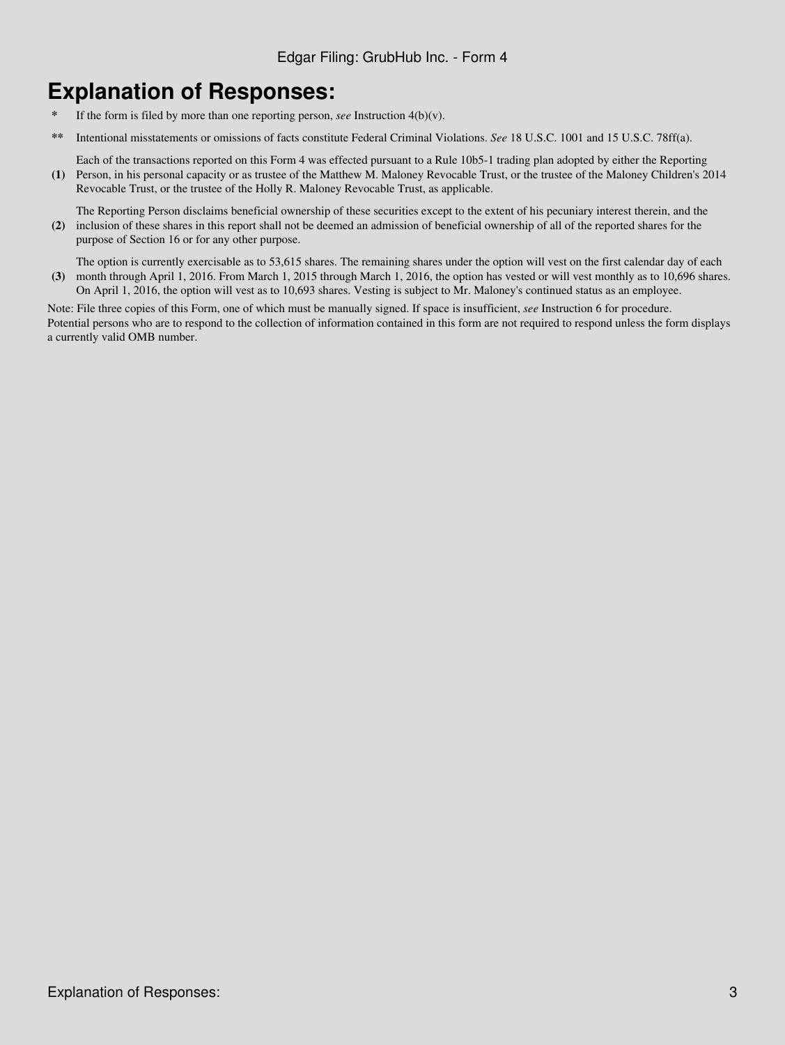# Explanation of Responses:

\* If the form is filed by more than one reporting person, *see* Instruction 4(b)(v).

\*\* Intentional misstatements or omissions of facts constitute Federal Criminal Violations. *See* 18 U.S.C. 1001 and 15 U.S.C. 78ff(a).

**(1)** Each of the transactions reported on this Form 4 was effected pursuant to a Rule 10b5-1 trading plan adopted by either the Reporting Person, in his personal capacity or as trustee of the Matthew M. Maloney Revocable Trust, or the trustee of the Maloney Children's 2014 Revocable Trust, or the trustee of the Holly R. Maloney Revocable Trust, as applicable.

**(2)** The Reporting Person disclaims beneficial ownership of these securities except to the extent of his pecuniary interest therein, and the inclusion of these shares in this report shall not be deemed an admission of beneficial ownership of all of the reported shares for the purpose of Section 16 or for any other purpose.

**(3)** The option is currently exercisable as to 53,615 shares. The remaining shares under the option will vest on the first calendar day of each month through April 1, 2016. From March 1, 2015 through March 1, 2016, the option has vested or will vest monthly as to 10,696 shares. On April 1, 2016, the option will vest as to 10,693 shares. Vesting is subject to Mr. Maloney's continued status as an employee.

Note: File three copies of this Form, one of which must be manually signed. If space is insufficient, *see* Instruction 6 for procedure.
Potential persons who are to respond to the collection of information contained in this form are not required to respond unless the form displays a currently valid OMB number.